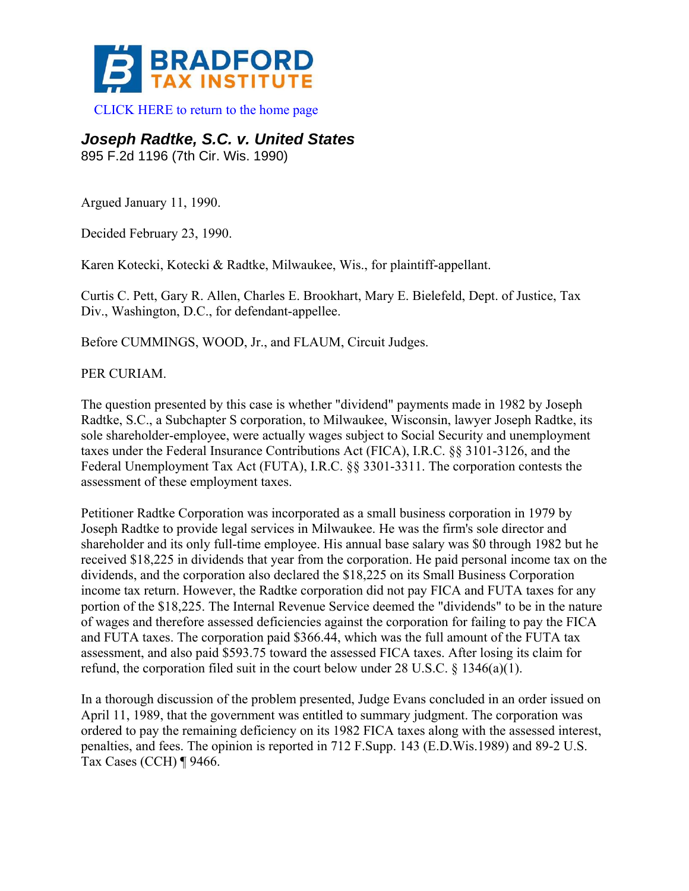# BRADFORD TAX INSTITUTE

CLICK HERE to return to the home page

## *Joseph Radtke, S.C. v. United States*

895 F.2d 1196 (7th Cir. Wis. 1990)

Argued January 11, 1990.

Decided February 23, 1990.

Karen Kotecki, Kotecki & Radtke, Milwaukee, Wis., for plaintiff-appellant.

Curtis C. Pett, Gary R. Allen, Charles E. Brookhart, Mary E. Bielefeld, Dept. of Justice, Tax Div., Washington, D.C., for defendant-appellee.

Before CUMMINGS, WOOD, Jr., and FLAUM, Circuit Judges.

PER CURIAM.

The question presented by this case is whether "dividend" payments made in 1982 by Joseph Radtke, S.C., a Subchapter S corporation, to Milwaukee, Wisconsin, lawyer Joseph Radtke, its sole shareholder-employee, were actually wages subject to Social Security and unemployment taxes under the Federal Insurance Contributions Act (FICA), I.R.C. §§ 3101-3126, and the Federal Unemployment Tax Act (FUTA), I.R.C. §§ 3301-3311. The corporation contests the assessment of these employment taxes.

Petitioner Radtke Corporation was incorporated as a small business corporation in 1979 by Joseph Radtke to provide legal services in Milwaukee. He was the firm's sole director and shareholder and its only full-time employee. His annual base salary was $0 through 1982 but he received $18,225 in dividends that year from the corporation. He paid personal income tax on the dividends, and the corporation also declared the $18,225 on its Small Business Corporation income tax return. However, the Radtke corporation did not pay FICA and FUTA taxes for any portion of the $18,225. The Internal Revenue Service deemed the "dividends" to be in the nature of wages and therefore assessed deficiencies against the corporation for failing to pay the FICA and FUTA taxes. The corporation paid $366.44, which was the full amount of the FUTA tax assessment, and also paid $593.75 toward the assessed FICA taxes. After losing its claim for refund, the corporation filed suit in the court below under 28 U.S.C. § 1346(a)(1).

In a thorough discussion of the problem presented, Judge Evans concluded in an order issued on April 11, 1989, that the government was entitled to summary judgment. The corporation was ordered to pay the remaining deficiency on its 1982 FICA taxes along with the assessed interest, penalties, and fees. The opinion is reported in 712 F.Supp. 143 (E.D.Wis.1989) and 89-2 U.S. Tax Cases (CCH) ¶ 9466.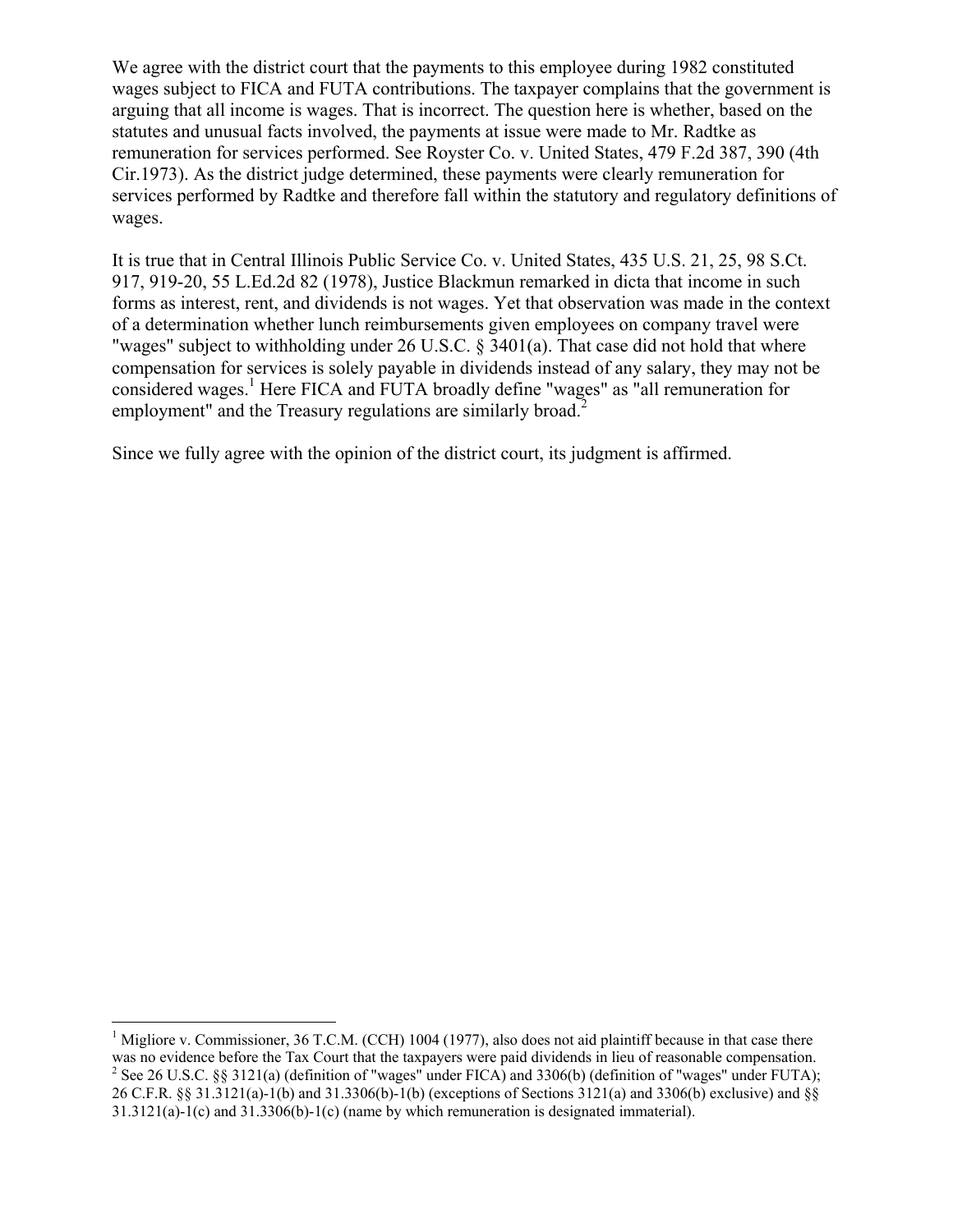We agree with the district court that the payments to this employee during 1982 constituted wages subject to FICA and FUTA contributions. The taxpayer complains that the government is arguing that all income is wages. That is incorrect. The question here is whether, based on the statutes and unusual facts involved, the payments at issue were made to Mr. Radtke as remuneration for services performed. See Royster Co. v. United States, 479 F.2d 387, 390 (4th Cir.1973). As the district judge determined, these payments were clearly remuneration for services performed by Radtke and therefore fall within the statutory and regulatory definitions of wages.

It is true that in Central Illinois Public Service Co. v. United States, 435 U.S. 21, 25, 98 S.Ct. 917, 919-20, 55 L.Ed.2d 82 (1978), Justice Blackmun remarked in dicta that income in such forms as interest, rent, and dividends is not wages. Yet that observation was made in the context of a determination whether lunch reimbursements given employees on company travel were "wages" subject to withholding under 26 U.S.C. § 3401(a). That case did not hold that where compensation for services is solely payable in dividends instead of any salary, they may not be considered wages.[1] Here FICA and FUTA broadly define "wages" as "all remuneration for employment" and the Treasury regulations are similarly broad.[2]

Since we fully agree with the opinion of the district court, its judgment is affirmed.

---

[1] Migliore v. Commissioner, 36 T.C.M. (CCH) 1004 (1977), also does not aid plaintiff because in that case there was no evidence before the Tax Court that the taxpayers were paid dividends in lieu of reasonable compensation.

[2] See 26 U.S.C. §§ 3121(a) (definition of "wages" under FICA) and 3306(b) (definition of "wages" under FUTA); 26 C.F.R. §§ 31.3121(a)-1(b) and 31.3306(b)-1(b) (exceptions of Sections 3121(a) and 3306(b) exclusive) and §§ 31.3121(a)-1(c) and 31.3306(b)-1(c) (name by which remuneration is designated immaterial).